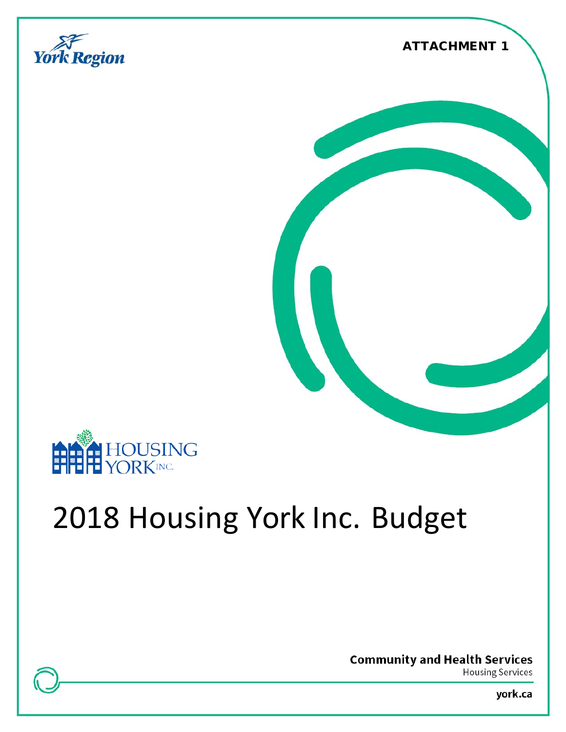York Region

ATTACHMENT 1

HOUSING YORK INC.

# 2018 Housing York Inc. Budget

**Community and Health Services**
Housing Services

york.ca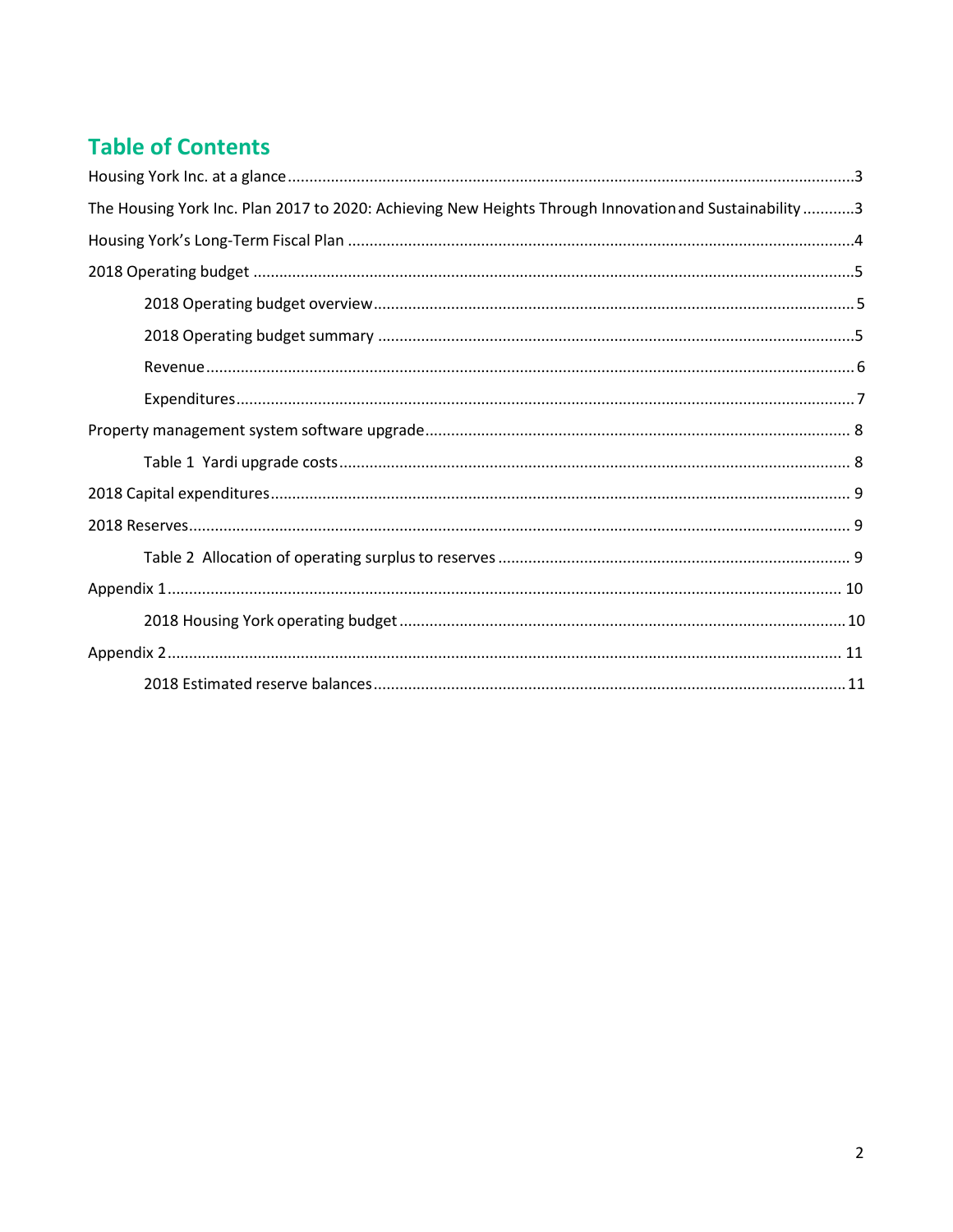# Table of Contents

Housing York Inc. at a glance....................................................................................................................................3

The Housing York Inc. Plan 2017 to 2020: Achieving New Heights Through Innovation and Sustainability ............3

Housing York's Long-Term Fiscal Plan ....................................................................................................................4

2018 Operating budget ..........................................................................................................................................5

- 2018 Operating budget overview...............................................................................................................5
- 2018 Operating budget summary .............................................................................................................5
- Revenue....................................................................................................................................................6
- Expenditures.............................................................................................................................................7

Property management system software upgrade.................................................................................................. 8

- Table 1 Yardi upgrade costs..................................................................................................................... 8

2018 Capital expenditures..................................................................................................................................... 9

2018 Reserves........................................................................................................................................................ 9

- Table 2 Allocation of operating surplus to reserves .................................................................................. 9

Appendix 1.......................................................................................................................................................... 10

- 2018 Housing York operating budget ...................................................................................................... 10

Appendix 2.......................................................................................................................................................... 11

- 2018 Estimated reserve balances............................................................................................................. 11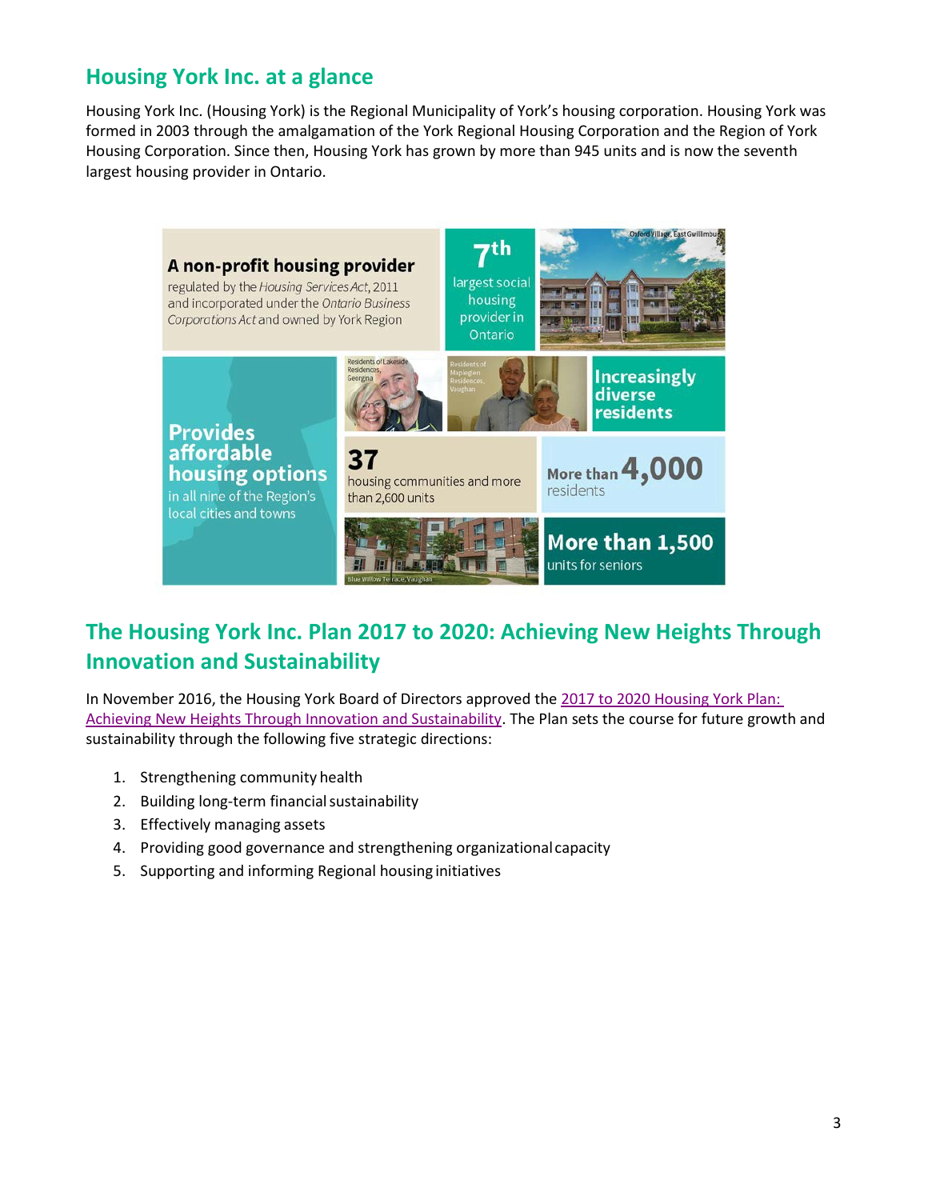## Housing York Inc. at a glance

Housing York Inc. (Housing York) is the Regional Municipality of York's housing corporation. Housing York was formed in 2003 through the amalgamation of the York Regional Housing Corporation and the Region of York Housing Corporation. Since then, Housing York has grown by more than 945 units and is now the seventh largest housing provider in Ontario.

**A non-profit housing provider**
regulated by the *Housing Services Act*, 2011 and incorporated under the *Ontario Business Corporations Act* and owned by York Region

**7th** largest social housing provider in Ontario

Oxford Village, East Gwillimbury

**Provides affordable housing options** in all nine of the Region's local cities and towns

Residents of Lakeside Residences, Georgina

Residents of Mapleglen Residences, Vaughan

**Increasingly diverse residents**

**37** housing communities and more than 2,600 units

More than **4,000** residents

Blue Willow Terrace, Vaughan

**More than 1,500** units for seniors

## The Housing York Inc. Plan 2017 to 2020: Achieving New Heights Through Innovation and Sustainability

In November 2016, the Housing York Board of Directors approved the 2017 to 2020 Housing York Plan: Achieving New Heights Through Innovation and Sustainability. The Plan sets the course for future growth and sustainability through the following five strategic directions:

1. Strengthening community health
2. Building long-term financial sustainability
3. Effectively managing assets
4. Providing good governance and strengthening organizational capacity
5. Supporting and informing Regional housing initiatives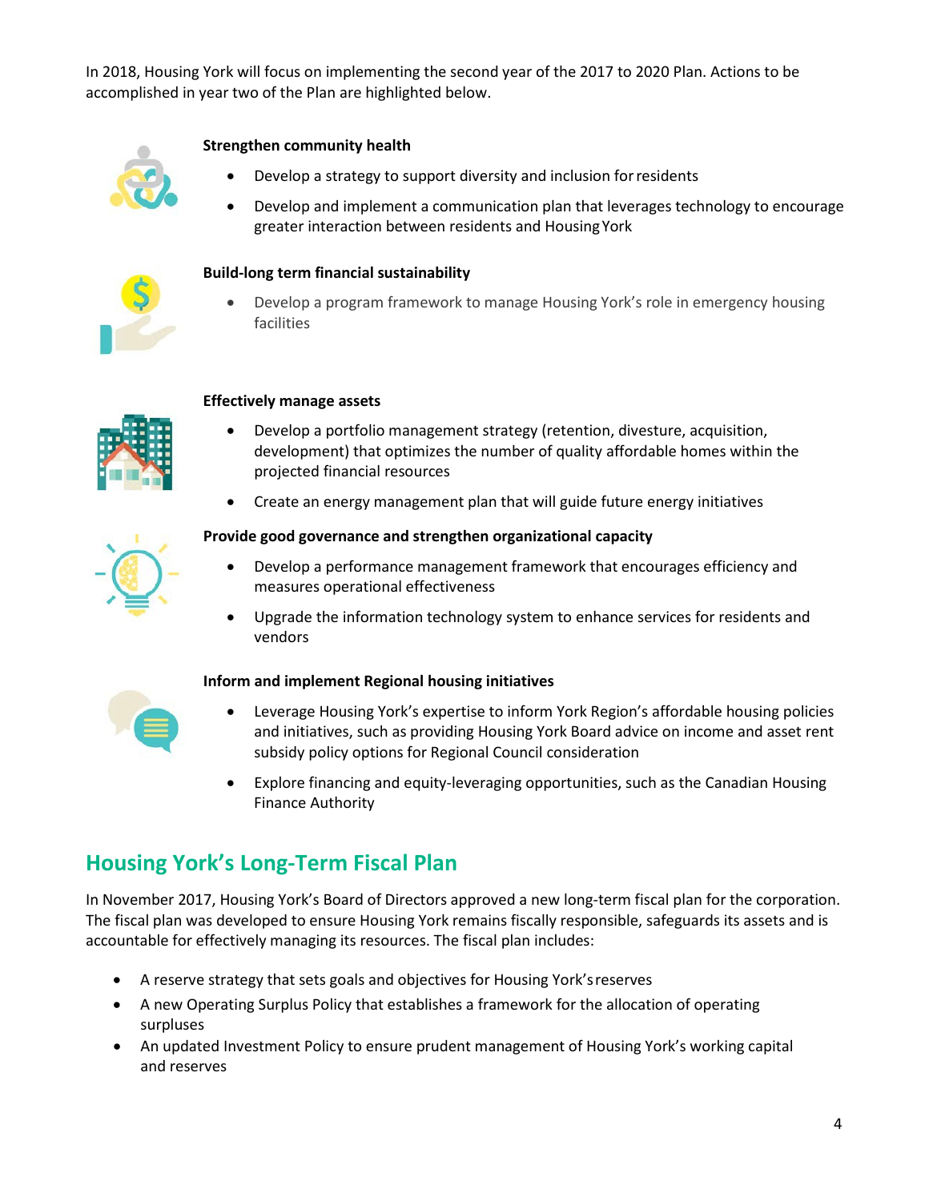In 2018, Housing York will focus on implementing the second year of the 2017 to 2020 Plan. Actions to be accomplished in year two of the Plan are highlighted below.

**Strengthen community health**

- Develop a strategy to support diversity and inclusion for residents
- Develop and implement a communication plan that leverages technology to encourage greater interaction between residents and Housing York

**Build-long term financial sustainability**

- Develop a program framework to manage Housing York's role in emergency housing facilities

**Effectively manage assets**

- Develop a portfolio management strategy (retention, divesture, acquisition, development) that optimizes the number of quality affordable homes within the projected financial resources
- Create an energy management plan that will guide future energy initiatives

**Provide good governance and strengthen organizational capacity**

- Develop a performance management framework that encourages efficiency and measures operational effectiveness
- Upgrade the information technology system to enhance services for residents and vendors

**Inform and implement Regional housing initiatives**

- Leverage Housing York's expertise to inform York Region's affordable housing policies and initiatives, such as providing Housing York Board advice on income and asset rent subsidy policy options for Regional Council consideration
- Explore financing and equity-leveraging opportunities, such as the Canadian Housing Finance Authority

## Housing York's Long-Term Fiscal Plan

In November 2017, Housing York's Board of Directors approved a new long-term fiscal plan for the corporation. The fiscal plan was developed to ensure Housing York remains fiscally responsible, safeguards its assets and is accountable for effectively managing its resources. The fiscal plan includes:

- A reserve strategy that sets goals and objectives for Housing York's reserves
- A new Operating Surplus Policy that establishes a framework for the allocation of operating surpluses
- An updated Investment Policy to ensure prudent management of Housing York's working capital and reserves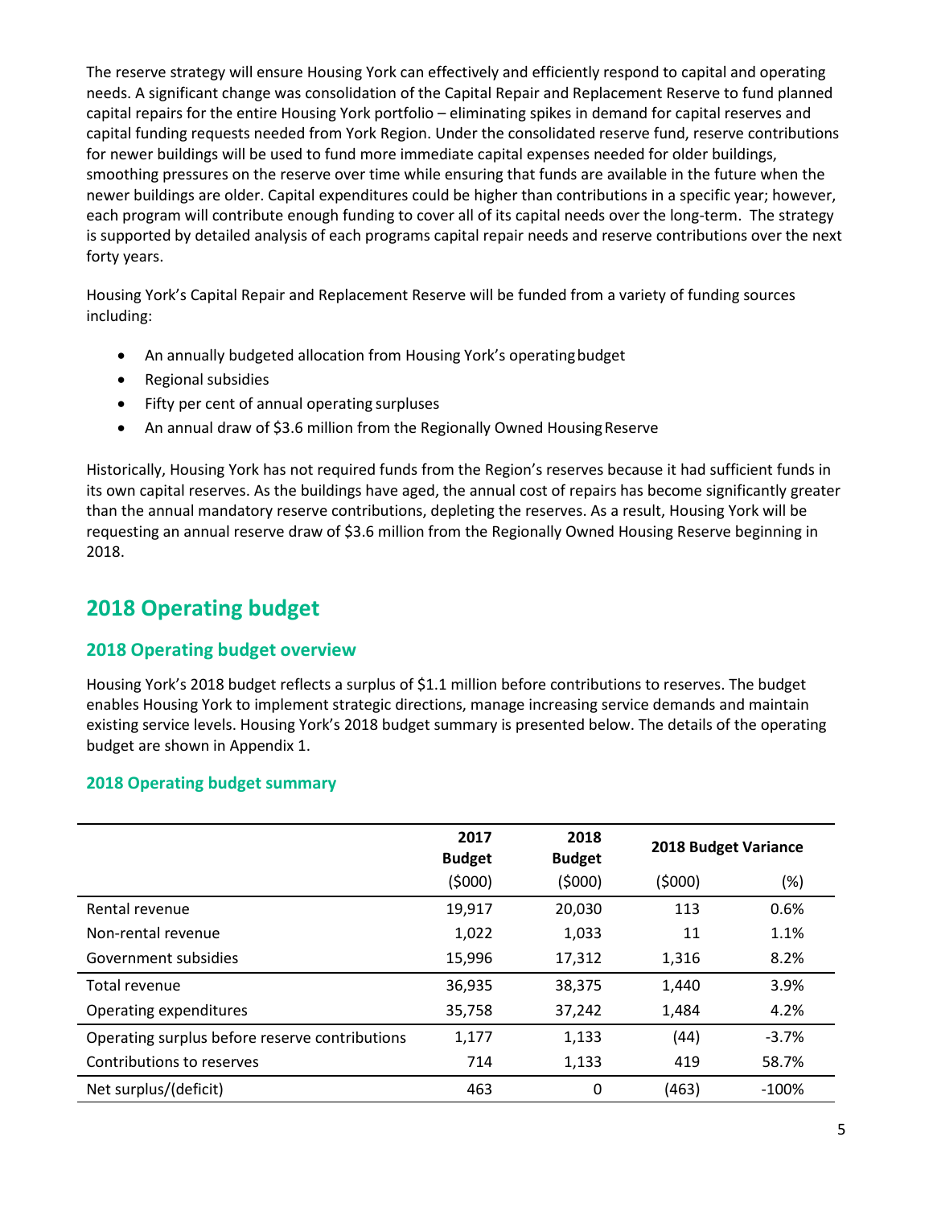The reserve strategy will ensure Housing York can effectively and efficiently respond to capital and operating needs. A significant change was consolidation of the Capital Repair and Replacement Reserve to fund planned capital repairs for the entire Housing York portfolio – eliminating spikes in demand for capital reserves and capital funding requests needed from York Region. Under the consolidated reserve fund, reserve contributions for newer buildings will be used to fund more immediate capital expenses needed for older buildings, smoothing pressures on the reserve over time while ensuring that funds are available in the future when the newer buildings are older. Capital expenditures could be higher than contributions in a specific year; however, each program will contribute enough funding to cover all of its capital needs over the long-term. The strategy is supported by detailed analysis of each programs capital repair needs and reserve contributions over the next forty years.

Housing York's Capital Repair and Replacement Reserve will be funded from a variety of funding sources including:

- An annually budgeted allocation from Housing York's operating budget
- Regional subsidies
- Fifty per cent of annual operating surpluses
- An annual draw of $3.6 million from the Regionally Owned Housing Reserve

Historically, Housing York has not required funds from the Region's reserves because it had sufficient funds in its own capital reserves. As the buildings have aged, the annual cost of repairs has become significantly greater than the annual mandatory reserve contributions, depleting the reserves. As a result, Housing York will be requesting an annual reserve draw of $3.6 million from the Regionally Owned Housing Reserve beginning in 2018.

## 2018 Operating budget

### 2018 Operating budget overview

Housing York's 2018 budget reflects a surplus of $1.1 million before contributions to reserves. The budget enables Housing York to implement strategic directions, manage increasing service demands and maintain existing service levels. Housing York's 2018 budget summary is presented below. The details of the operating budget are shown in Appendix 1.

#### 2018 Operating budget summary

| | 2017 Budget | 2018 Budget | 2018 Budget Variance | |
|---|---|---|---|---|
| | ($000) | ($000) | ($000) | (%) |
| Rental revenue | 19,917 | 20,030 | 113 | 0.6% |
| Non-rental revenue | 1,022 | 1,033 | 11 | 1.1% |
| Government subsidies | 15,996 | 17,312 | 1,316 | 8.2% |
| Total revenue | 36,935 | 38,375 | 1,440 | 3.9% |
| Operating expenditures | 35,758 | 37,242 | 1,484 | 4.2% |
| Operating surplus before reserve contributions | 1,177 | 1,133 | (44) | -3.7% |
| Contributions to reserves | 714 | 1,133 | 419 | 58.7% |
| Net surplus/(deficit) | 463 | 0 | (463) | -100% |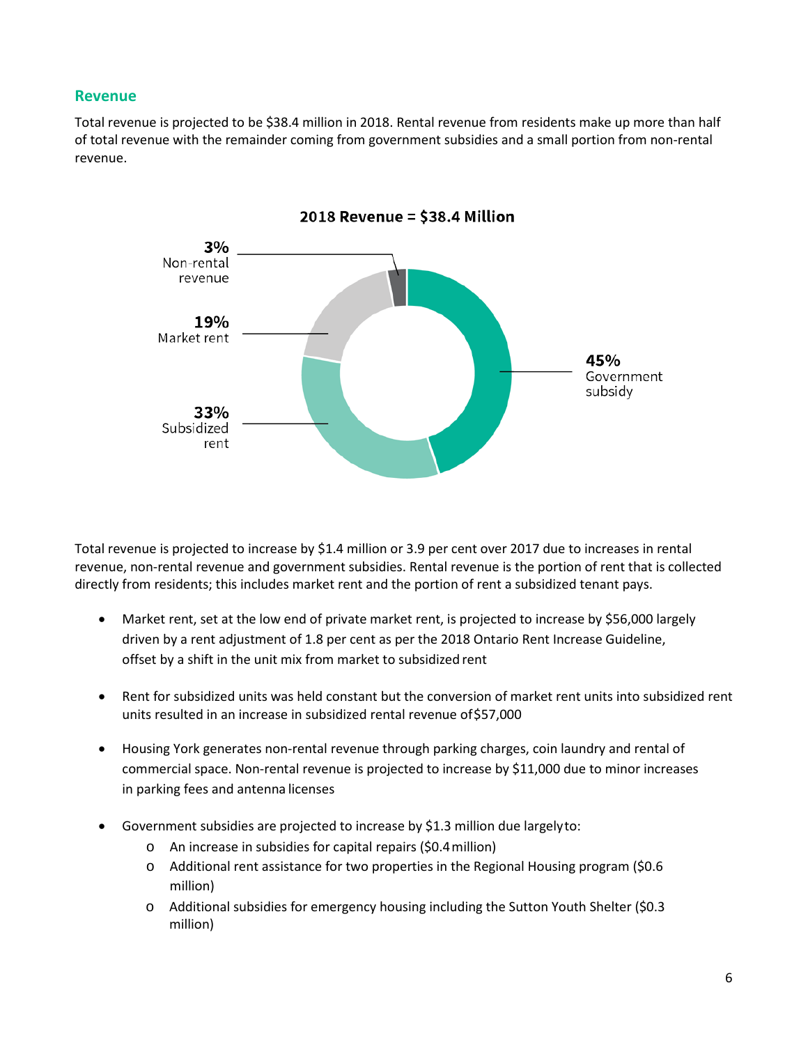## Revenue

Total revenue is projected to be $38.4 million in 2018. Rental revenue from residents make up more than half of total revenue with the remainder coming from government subsidies and a small portion from non-rental revenue.

**2018 Revenue = $38.4 Million**

- **45%** Government subsidy
- **33%** Subsidized rent
- **19%** Market rent
- **3%** Non-rental revenue

Total revenue is projected to increase by $1.4 million or 3.9 per cent over 2017 due to increases in rental revenue, non-rental revenue and government subsidies. Rental revenue is the portion of rent that is collected directly from residents; this includes market rent and the portion of rent a subsidized tenant pays.

- Market rent, set at the low end of private market rent, is projected to increase by $56,000 largely driven by a rent adjustment of 1.8 per cent as per the 2018 Ontario Rent Increase Guideline, offset by a shift in the unit mix from market to subsidized rent
- Rent for subsidized units was held constant but the conversion of market rent units into subsidized rent units resulted in an increase in subsidized rental revenue of $57,000
- Housing York generates non-rental revenue through parking charges, coin laundry and rental of commercial space. Non-rental revenue is projected to increase by $11,000 due to minor increases in parking fees and antenna licenses
- Government subsidies are projected to increase by $1.3 million due largely to:
  - An increase in subsidies for capital repairs ($0.4 million)
  - Additional rent assistance for two properties in the Regional Housing program ($0.6 million)
  - Additional subsidies for emergency housing including the Sutton Youth Shelter ($0.3 million)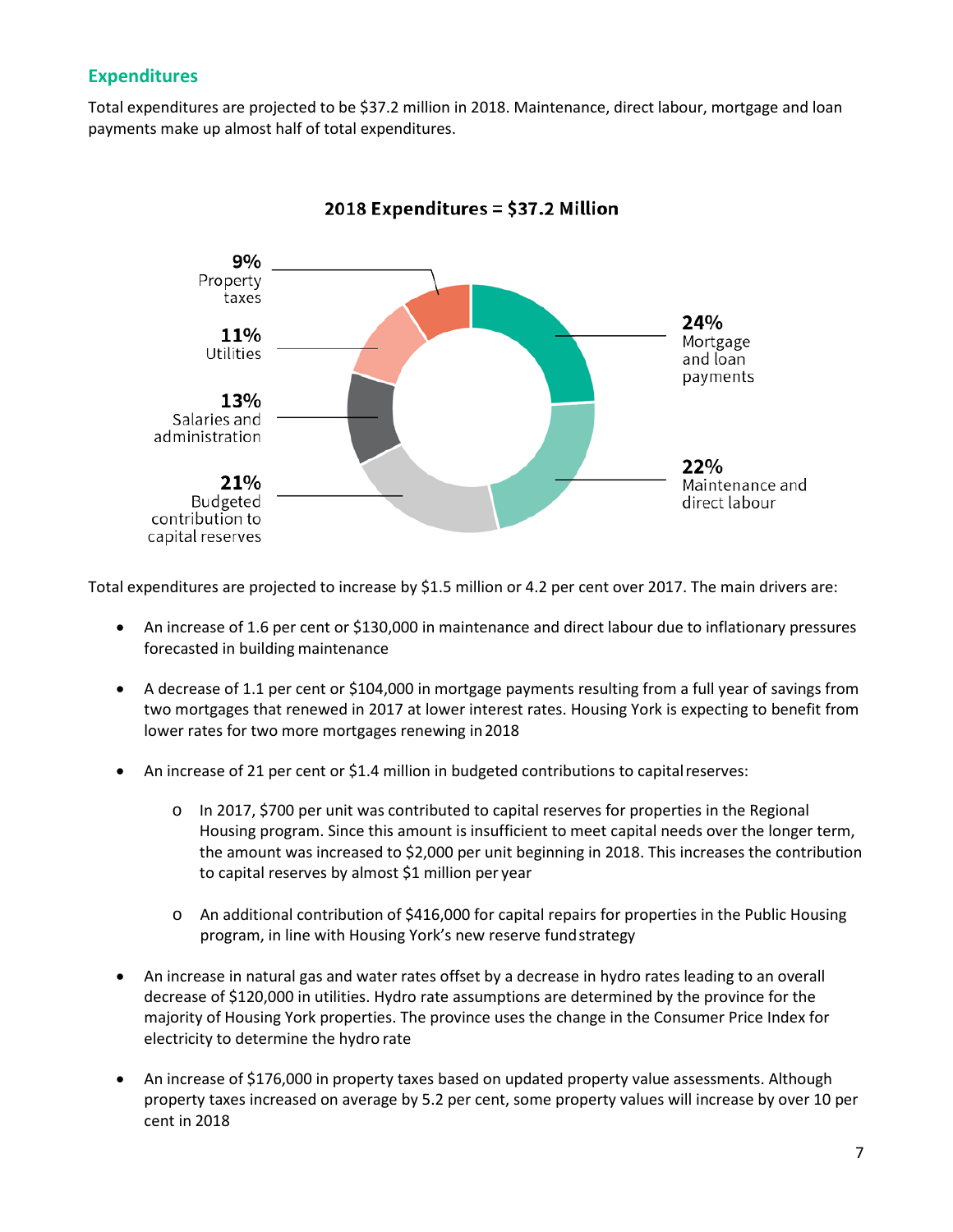## Expenditures

Total expenditures are projected to be $37.2 million in 2018. Maintenance, direct labour, mortgage and loan payments make up almost half of total expenditures.

**2018 Expenditures = $37.2 Million**

| Category | Share |
| --- | --- |
| Mortgage and loan payments | 24% |
| Maintenance and direct labour | 22% |
| Budgeted contribution to capital reserves | 21% |
| Salaries and administration | 13% |
| Utilities | 11% |
| Property taxes | 9% |

Total expenditures are projected to increase by $1.5 million or 4.2 per cent over 2017. The main drivers are:

- An increase of 1.6 per cent or $130,000 in maintenance and direct labour due to inflationary pressures forecasted in building maintenance
- A decrease of 1.1 per cent or $104,000 in mortgage payments resulting from a full year of savings from two mortgages that renewed in 2017 at lower interest rates. Housing York is expecting to benefit from lower rates for two more mortgages renewing in 2018
- An increase of 21 per cent or $1.4 million in budgeted contributions to capital reserves:
    - In 2017, $700 per unit was contributed to capital reserves for properties in the Regional Housing program. Since this amount is insufficient to meet capital needs over the longer term, the amount was increased to $2,000 per unit beginning in 2018. This increases the contribution to capital reserves by almost $1 million per year
    - An additional contribution of $416,000 for capital repairs for properties in the Public Housing program, in line with Housing York's new reserve fund strategy
- An increase in natural gas and water rates offset by a decrease in hydro rates leading to an overall decrease of $120,000 in utilities. Hydro rate assumptions are determined by the province for the majority of Housing York properties. The province uses the change in the Consumer Price Index for electricity to determine the hydro rate
- An increase of $176,000 in property taxes based on updated property value assessments. Although property taxes increased on average by 5.2 per cent, some property values will increase by over 10 per cent in 2018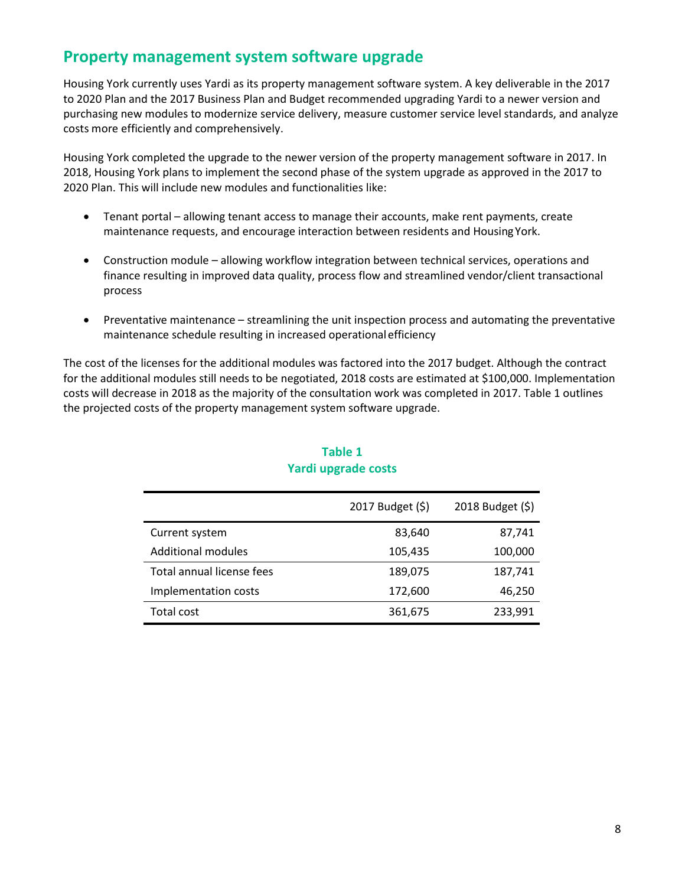## Property management system software upgrade

Housing York currently uses Yardi as its property management software system. A key deliverable in the 2017 to 2020 Plan and the 2017 Business Plan and Budget recommended upgrading Yardi to a newer version and purchasing new modules to modernize service delivery, measure customer service level standards, and analyze costs more efficiently and comprehensively.

Housing York completed the upgrade to the newer version of the property management software in 2017. In 2018, Housing York plans to implement the second phase of the system upgrade as approved in the 2017 to 2020 Plan. This will include new modules and functionalities like:

- Tenant portal – allowing tenant access to manage their accounts, make rent payments, create maintenance requests, and encourage interaction between residents and Housing York.
- Construction module – allowing workflow integration between technical services, operations and finance resulting in improved data quality, process flow and streamlined vendor/client transactional process
- Preventative maintenance – streamlining the unit inspection process and automating the preventative maintenance schedule resulting in increased operational efficiency

The cost of the licenses for the additional modules was factored into the 2017 budget. Although the contract for the additional modules still needs to be negotiated, 2018 costs are estimated at $100,000. Implementation costs will decrease in 2018 as the majority of the consultation work was completed in 2017. Table 1 outlines the projected costs of the property management system software upgrade.

**Table 1**
**Yardi upgrade costs**

| | 2017 Budget ($) | 2018 Budget ($) |
|---|---:|---:|
| Current system | 83,640 | 87,741 |
| Additional modules | 105,435 | 100,000 |
| Total annual license fees | 189,075 | 187,741 |
| Implementation costs | 172,600 | 46,250 |
| Total cost | 361,675 | 233,991 |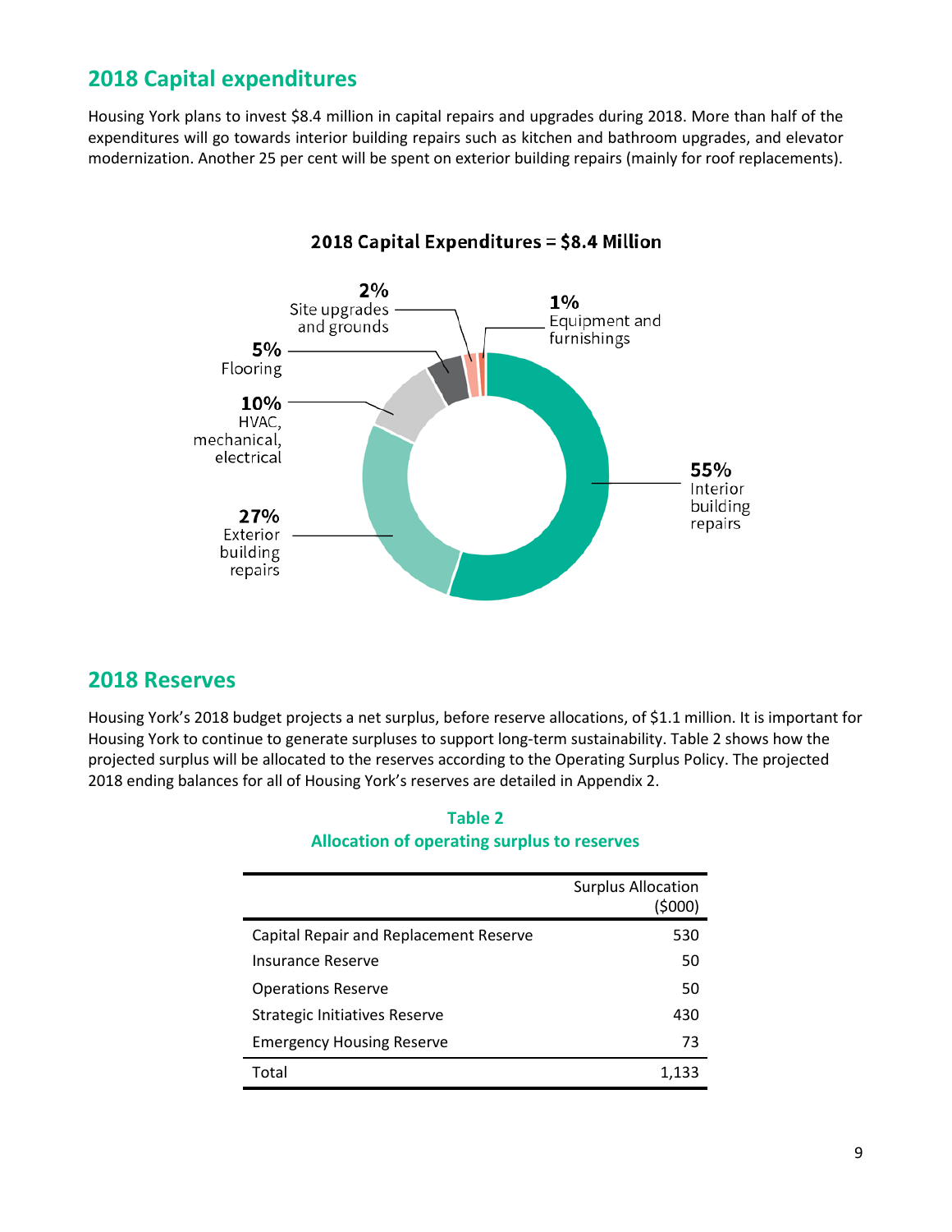## 2018 Capital expenditures

Housing York plans to invest $8.4 million in capital repairs and upgrades during 2018. More than half of the expenditures will go towards interior building repairs such as kitchen and bathroom upgrades, and elevator modernization. Another 25 per cent will be spent on exterior building repairs (mainly for roof replacements).

**2018 Capital Expenditures = $8.4 Million**

- **55%** Interior building repairs
- **27%** Exterior building repairs
- **10%** HVAC, mechanical, electrical
- **5%** Flooring
- **2%** Site upgrades and grounds
- **1%** Equipment and furnishings

## 2018 Reserves

Housing York's 2018 budget projects a net surplus, before reserve allocations, of $1.1 million. It is important for Housing York to continue to generate surpluses to support long-term sustainability. Table 2 shows how the projected surplus will be allocated to the reserves according to the Operating Surplus Policy. The projected 2018 ending balances for all of Housing York's reserves are detailed in Appendix 2.

**Table 2**
**Allocation of operating surplus to reserves**

| | Surplus Allocation ($000) |
|---|---|
| Capital Repair and Replacement Reserve | 530 |
| Insurance Reserve | 50 |
| Operations Reserve | 50 |
| Strategic Initiatives Reserve | 430 |
| Emergency Housing Reserve | 73 |
| Total | 1,133 |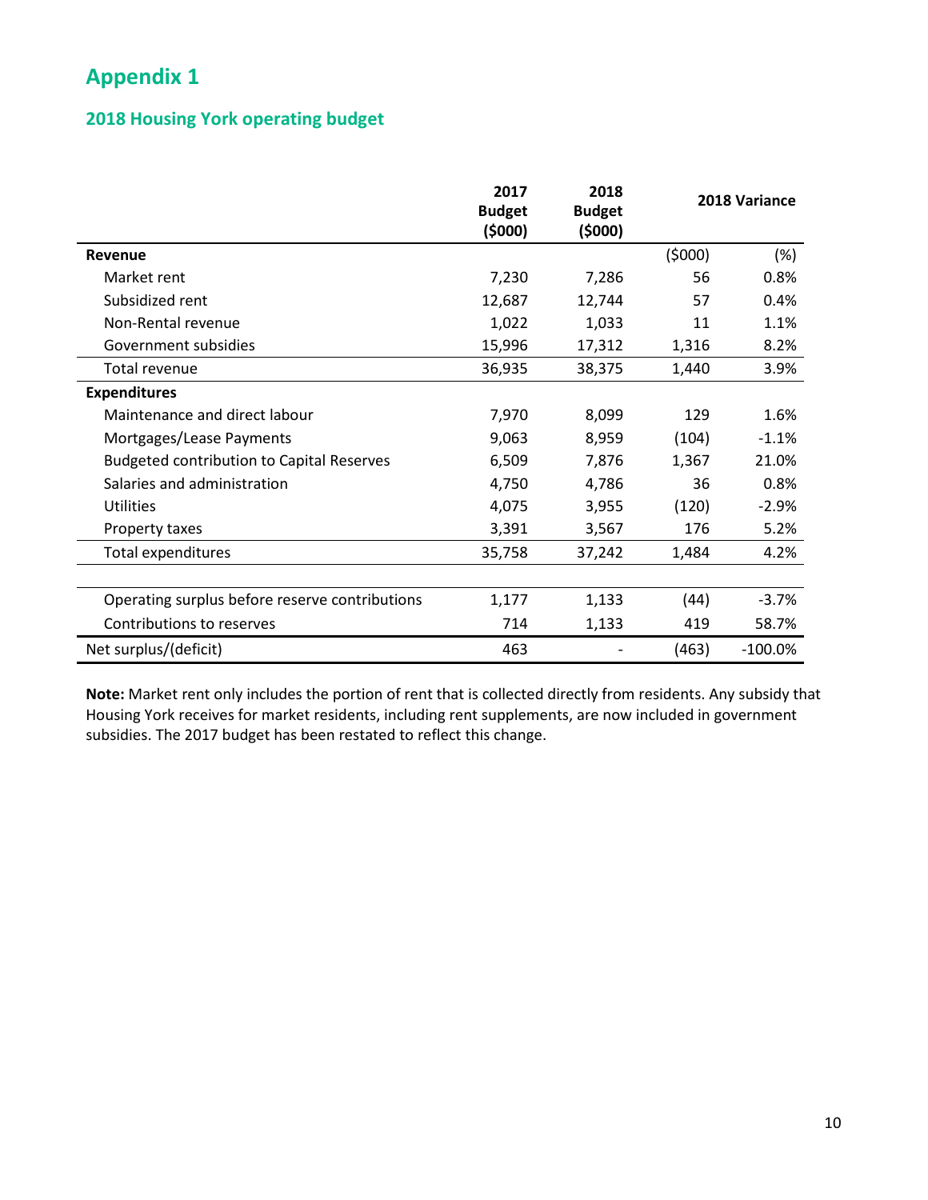# Appendix 1

## 2018 Housing York operating budget

| | 2017 Budget ($000) | 2018 Budget ($000) | 2018 Variance | |
|---|---|---|---|---|
| **Revenue** | | | ($000) | (%) |
| Market rent | 7,230 | 7,286 | 56 | 0.8% |
| Subsidized rent | 12,687 | 12,744 | 57 | 0.4% |
| Non-Rental revenue | 1,022 | 1,033 | 11 | 1.1% |
| Government subsidies | 15,996 | 17,312 | 1,316 | 8.2% |
| Total revenue | 36,935 | 38,375 | 1,440 | 3.9% |
| **Expenditures** | | | | |
| Maintenance and direct labour | 7,970 | 8,099 | 129 | 1.6% |
| Mortgages/Lease Payments | 9,063 | 8,959 | (104) | -1.1% |
| Budgeted contribution to Capital Reserves | 6,509 | 7,876 | 1,367 | 21.0% |
| Salaries and administration | 4,750 | 4,786 | 36 | 0.8% |
| Utilities | 4,075 | 3,955 | (120) | -2.9% |
| Property taxes | 3,391 | 3,567 | 176 | 5.2% |
| Total expenditures | 35,758 | 37,242 | 1,484 | 4.2% |
| | | | | |
| Operating surplus before reserve contributions | 1,177 | 1,133 | (44) | -3.7% |
| Contributions to reserves | 714 | 1,133 | 419 | 58.7% |
| Net surplus/(deficit) | 463 | - | (463) | -100.0% |

**Note:** Market rent only includes the portion of rent that is collected directly from residents. Any subsidy that Housing York receives for market residents, including rent supplements, are now included in government subsidies. The 2017 budget has been restated to reflect this change.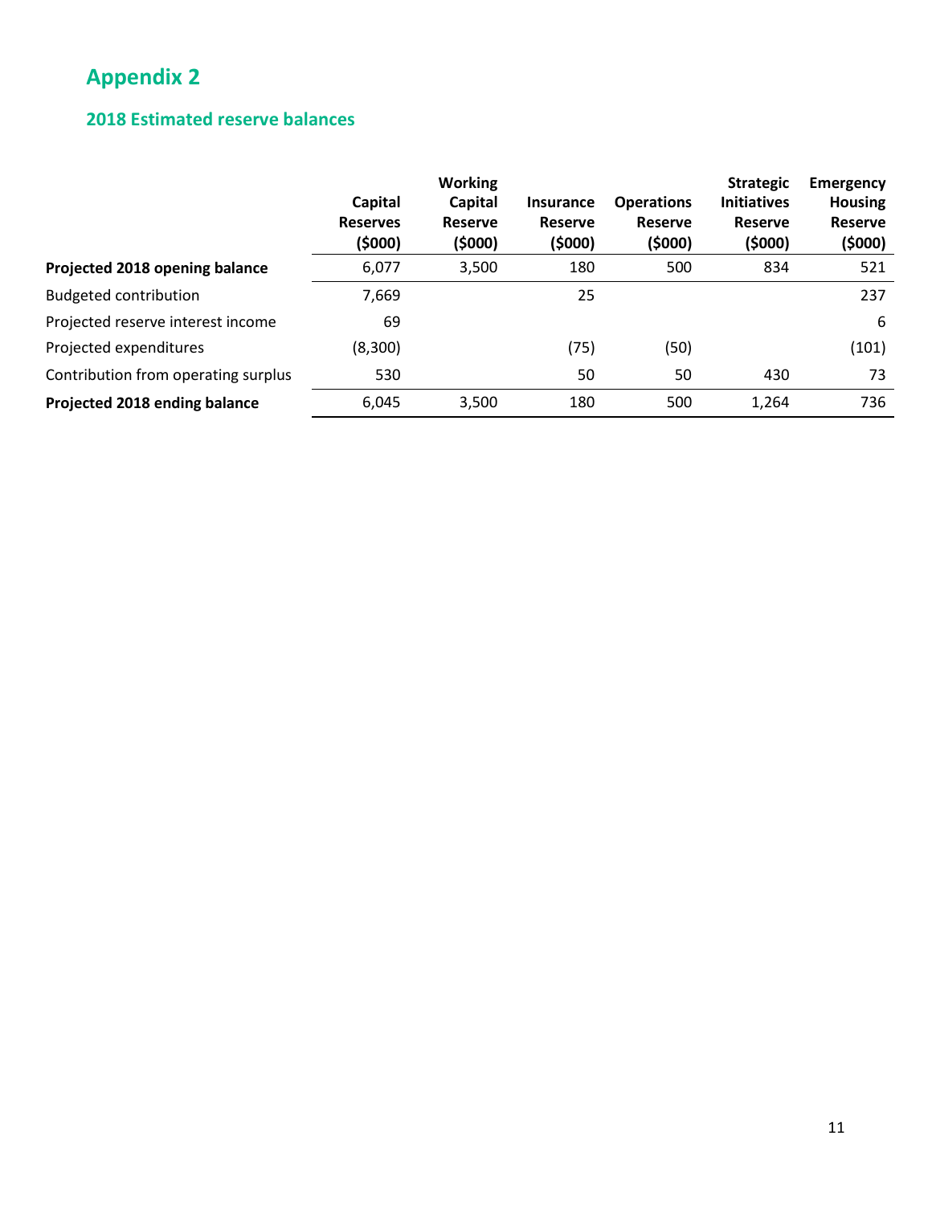# Appendix 2

## 2018 Estimated reserve balances

| | Capital Reserves ($000) | Working Capital Reserve ($000) | Insurance Reserve ($000) | Operations Reserve ($000) | Strategic Initiatives Reserve ($000) | Emergency Housing Reserve ($000) |
|---|---|---|---|---|---|---|
| **Projected 2018 opening balance** | 6,077 | 3,500 | 180 | 500 | 834 | 521 |
| Budgeted contribution | 7,669 | | 25 | | | 237 |
| Projected reserve interest income | 69 | | | | | 6 |
| Projected expenditures | (8,300) | | (75) | (50) | | (101) |
| Contribution from operating surplus | 530 | | 50 | 50 | 430 | 73 |
| **Projected 2018 ending balance** | 6,045 | 3,500 | 180 | 500 | 1,264 | 736 |